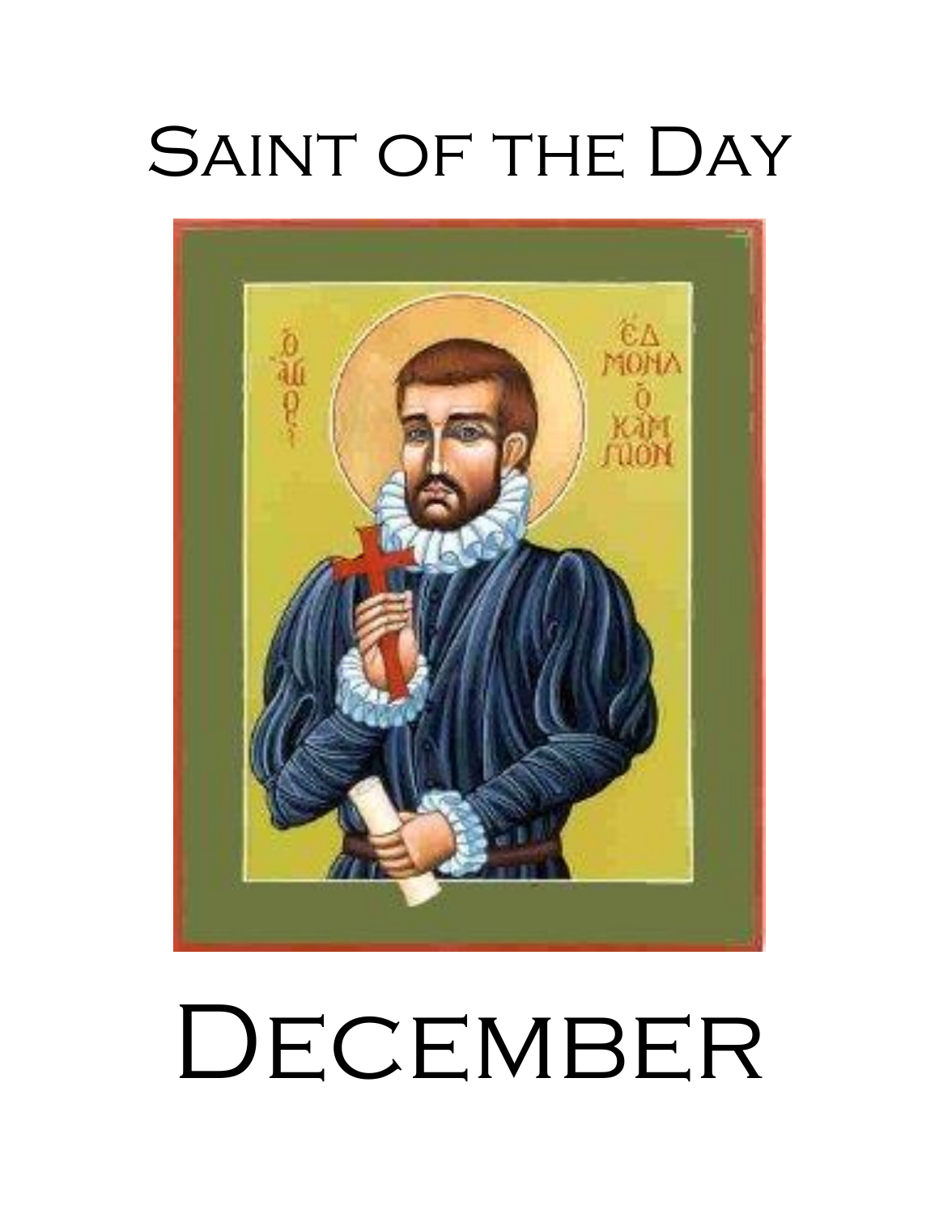# Saint of the Day

# December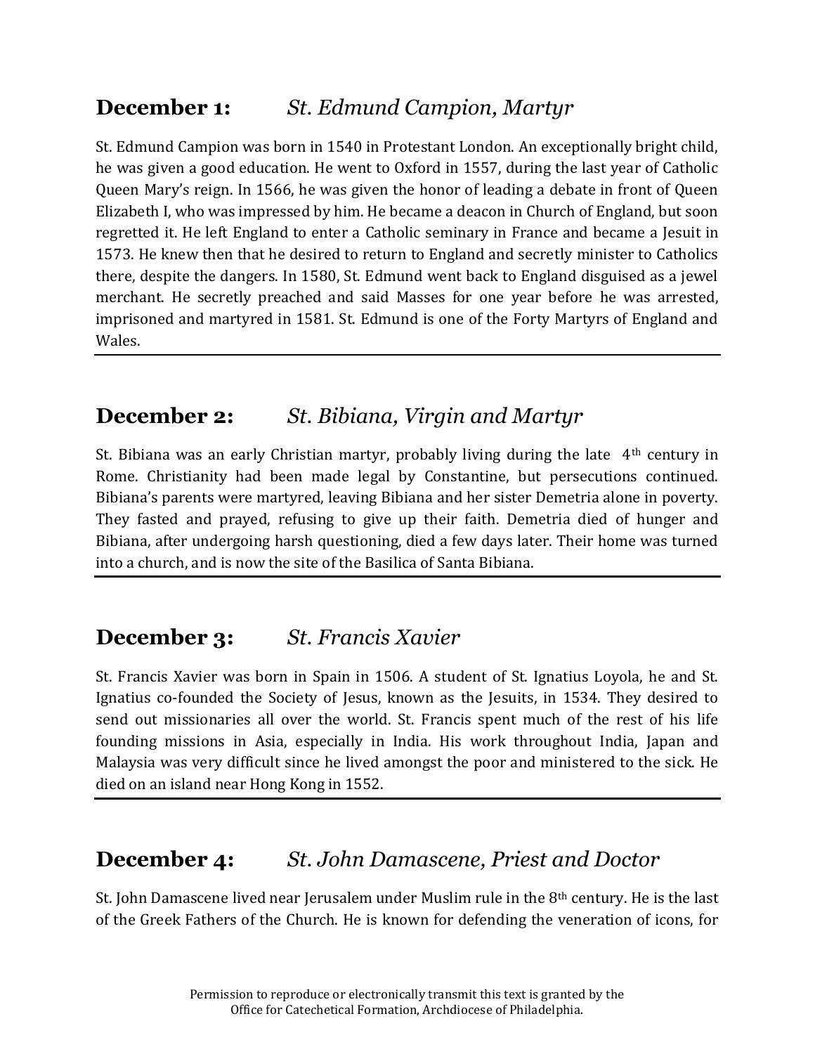## **December 1:** *St. Edmund Campion, Martyr*

St. Edmund Campion was born in 1540 in Protestant London. An exceptionally bright child, he was given a good education. He went to Oxford in 1557, during the last year of Catholic Queen Mary's reign. In 1566, he was given the honor of leading a debate in front of Queen Elizabeth I, who was impressed by him. He became a deacon in Church of England, but soon regretted it. He left England to enter a Catholic seminary in France and became a Jesuit in 1573. He knew then that he desired to return to England and secretly minister to Catholics there, despite the dangers. In 1580, St. Edmund went back to England disguised as a jewel merchant. He secretly preached and said Masses for one year before he was arrested, imprisoned and martyred in 1581. St. Edmund is one of the Forty Martyrs of England and Wales.

---

## **December 2:** *St. Bibiana, Virgin and Martyr*

St. Bibiana was an early Christian martyr, probably living during the late 4th century in Rome. Christianity had been made legal by Constantine, but persecutions continued. Bibiana's parents were martyred, leaving Bibiana and her sister Demetria alone in poverty. They fasted and prayed, refusing to give up their faith. Demetria died of hunger and Bibiana, after undergoing harsh questioning, died a few days later. Their home was turned into a church, and is now the site of the Basilica of Santa Bibiana.

---

## **December 3:** *St. Francis Xavier*

St. Francis Xavier was born in Spain in 1506. A student of St. Ignatius Loyola, he and St. Ignatius co-founded the Society of Jesus, known as the Jesuits, in 1534. They desired to send out missionaries all over the world. St. Francis spent much of the rest of his life founding missions in Asia, especially in India. His work throughout India, Japan and Malaysia was very difficult since he lived amongst the poor and ministered to the sick. He died on an island near Hong Kong in 1552.

---

## **December 4:** *St. John Damascene, Priest and Doctor*

St. John Damascene lived near Jerusalem under Muslim rule in the 8th century. He is the last of the Greek Fathers of the Church. He is known for defending the veneration of icons, for

Permission to reproduce or electronically transmit this text is granted by the Office for Catechetical Formation, Archdiocese of Philadelphia.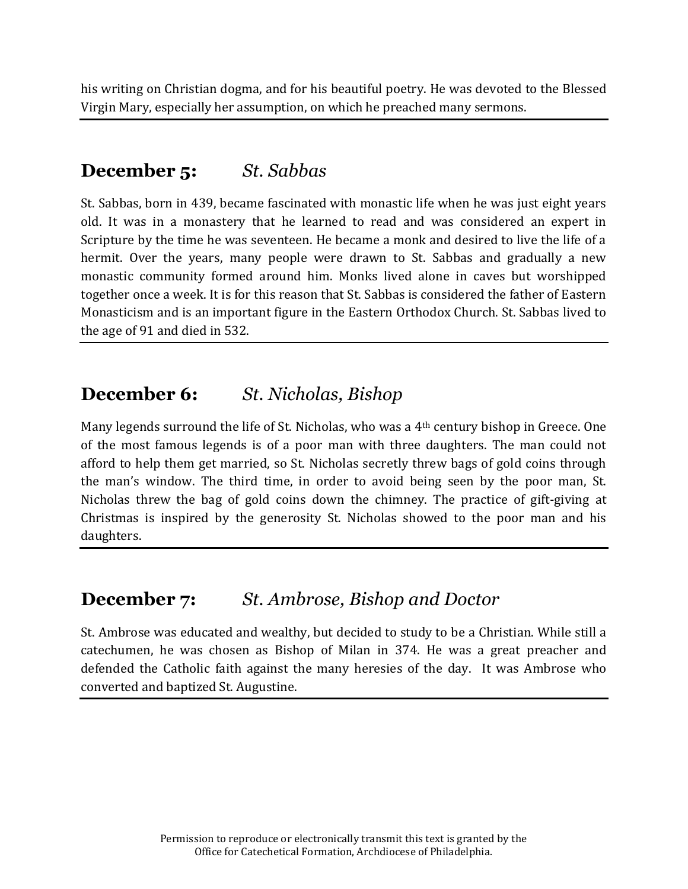his writing on Christian dogma, and for his beautiful poetry. He was devoted to the Blessed Virgin Mary, especially her assumption, on which he preached many sermons.

---

## **December 5:** *St. Sabbas*

St. Sabbas, born in 439, became fascinated with monastic life when he was just eight years old. It was in a monastery that he learned to read and was considered an expert in Scripture by the time he was seventeen. He became a monk and desired to live the life of a hermit. Over the years, many people were drawn to St. Sabbas and gradually a new monastic community formed around him. Monks lived alone in caves but worshipped together once a week. It is for this reason that St. Sabbas is considered the father of Eastern Monasticism and is an important figure in the Eastern Orthodox Church. St. Sabbas lived to the age of 91 and died in 532.

---

## **December 6:** *St. Nicholas, Bishop*

Many legends surround the life of St. Nicholas, who was a 4th century bishop in Greece. One of the most famous legends is of a poor man with three daughters. The man could not afford to help them get married, so St. Nicholas secretly threw bags of gold coins through the man's window. The third time, in order to avoid being seen by the poor man, St. Nicholas threw the bag of gold coins down the chimney. The practice of gift-giving at Christmas is inspired by the generosity St. Nicholas showed to the poor man and his daughters.

---

## **December 7:** *St. Ambrose, Bishop and Doctor*

St. Ambrose was educated and wealthy, but decided to study to be a Christian. While still a catechumen, he was chosen as Bishop of Milan in 374. He was a great preacher and defended the Catholic faith against the many heresies of the day. It was Ambrose who converted and baptized St. Augustine.

---

Permission to reproduce or electronically transmit this text is granted by the Office for Catechetical Formation, Archdiocese of Philadelphia.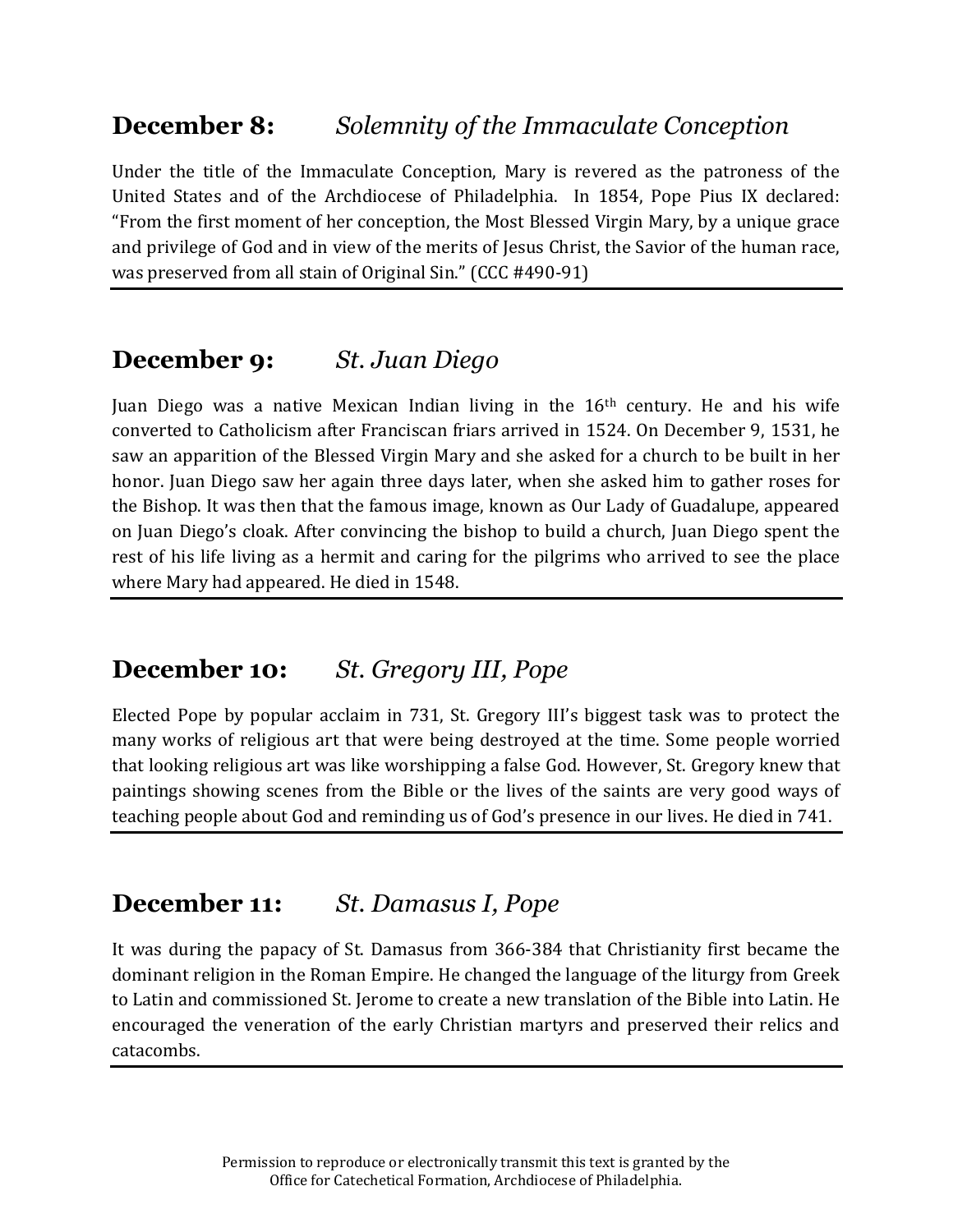## **December 8:** *Solemnity of the Immaculate Conception*

Under the title of the Immaculate Conception, Mary is revered as the patroness of the United States and of the Archdiocese of Philadelphia. In 1854, Pope Pius IX declared: “From the first moment of her conception, the Most Blessed Virgin Mary, by a unique grace and privilege of God and in view of the merits of Jesus Christ, the Savior of the human race, was preserved from all stain of Original Sin.” (CCC #490-91)

---

## **December 9:** *St. Juan Diego*

Juan Diego was a native Mexican Indian living in the 16th century. He and his wife converted to Catholicism after Franciscan friars arrived in 1524. On December 9, 1531, he saw an apparition of the Blessed Virgin Mary and she asked for a church to be built in her honor. Juan Diego saw her again three days later, when she asked him to gather roses for the Bishop. It was then that the famous image, known as Our Lady of Guadalupe, appeared on Juan Diego’s cloak. After convincing the bishop to build a church, Juan Diego spent the rest of his life living as a hermit and caring for the pilgrims who arrived to see the place where Mary had appeared. He died in 1548.

---

## **December 10:** *St. Gregory III, Pope*

Elected Pope by popular acclaim in 731, St. Gregory III’s biggest task was to protect the many works of religious art that were being destroyed at the time. Some people worried that looking religious art was like worshipping a false God. However, St. Gregory knew that paintings showing scenes from the Bible or the lives of the saints are very good ways of teaching people about God and reminding us of God’s presence in our lives. He died in 741.

---

## **December 11:** *St. Damasus I, Pope*

It was during the papacy of St. Damasus from 366-384 that Christianity first became the dominant religion in the Roman Empire. He changed the language of the liturgy from Greek to Latin and commissioned St. Jerome to create a new translation of the Bible into Latin. He encouraged the veneration of the early Christian martyrs and preserved their relics and catacombs.

---

Permission to reproduce or electronically transmit this text is granted by the Office for Catechetical Formation, Archdiocese of Philadelphia.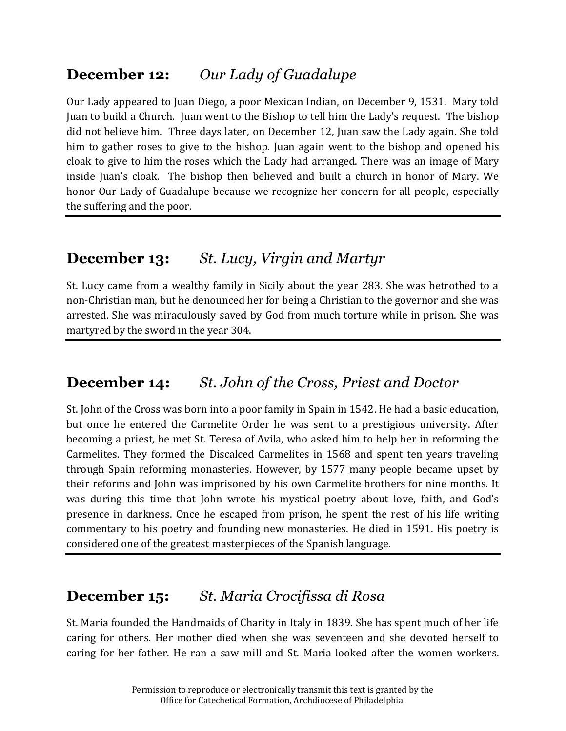## **December 12:** *Our Lady of Guadalupe*

Our Lady appeared to Juan Diego, a poor Mexican Indian, on December 9, 1531. Mary told Juan to build a Church. Juan went to the Bishop to tell him the Lady's request. The bishop did not believe him. Three days later, on December 12, Juan saw the Lady again. She told him to gather roses to give to the bishop. Juan again went to the bishop and opened his cloak to give to him the roses which the Lady had arranged. There was an image of Mary inside Juan's cloak. The bishop then believed and built a church in honor of Mary. We honor Our Lady of Guadalupe because we recognize her concern for all people, especially the suffering and the poor.

---

## **December 13:** *St. Lucy, Virgin and Martyr*

St. Lucy came from a wealthy family in Sicily about the year 283. She was betrothed to a non-Christian man, but he denounced her for being a Christian to the governor and she was arrested. She was miraculously saved by God from much torture while in prison. She was martyred by the sword in the year 304.

---

## **December 14:** *St. John of the Cross, Priest and Doctor*

St. John of the Cross was born into a poor family in Spain in 1542. He had a basic education, but once he entered the Carmelite Order he was sent to a prestigious university. After becoming a priest, he met St. Teresa of Avila, who asked him to help her in reforming the Carmelites. They formed the Discalced Carmelites in 1568 and spent ten years traveling through Spain reforming monasteries. However, by 1577 many people became upset by their reforms and John was imprisoned by his own Carmelite brothers for nine months. It was during this time that John wrote his mystical poetry about love, faith, and God's presence in darkness. Once he escaped from prison, he spent the rest of his life writing commentary to his poetry and founding new monasteries. He died in 1591. His poetry is considered one of the greatest masterpieces of the Spanish language.

---

## **December 15:** *St. Maria Crocifissa di Rosa*

St. Maria founded the Handmaids of Charity in Italy in 1839. She has spent much of her life caring for others. Her mother died when she was seventeen and she devoted herself to caring for her father. He ran a saw mill and St. Maria looked after the women workers.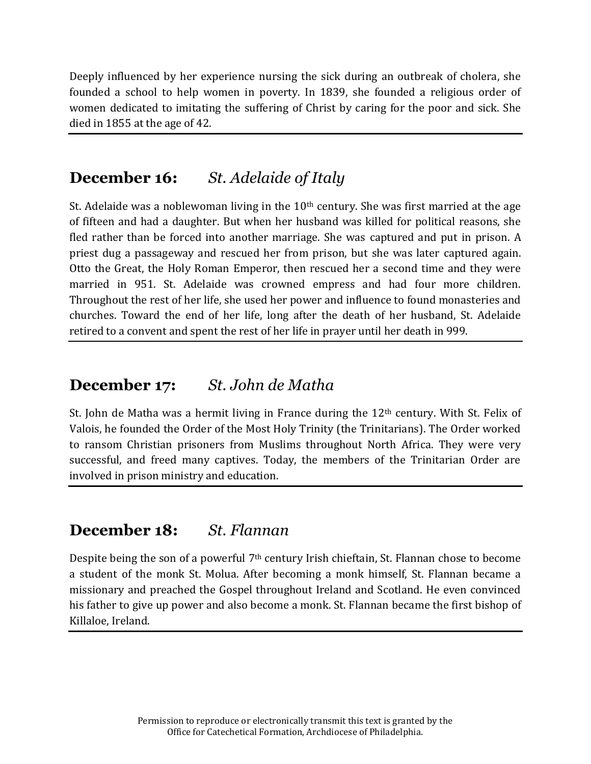Deeply influenced by her experience nursing the sick during an outbreak of cholera, she founded a school to help women in poverty. In 1839, she founded a religious order of women dedicated to imitating the suffering of Christ by caring for the poor and sick. She died in 1855 at the age of 42.

---

## December 16: *St. Adelaide of Italy*

St. Adelaide was a noblewoman living in the 10th century. She was first married at the age of fifteen and had a daughter. But when her husband was killed for political reasons, she fled rather than be forced into another marriage. She was captured and put in prison. A priest dug a passageway and rescued her from prison, but she was later captured again. Otto the Great, the Holy Roman Emperor, then rescued her a second time and they were married in 951. St. Adelaide was crowned empress and had four more children. Throughout the rest of her life, she used her power and influence to found monasteries and churches. Toward the end of her life, long after the death of her husband, St. Adelaide retired to a convent and spent the rest of her life in prayer until her death in 999.

---

## December 17: *St. John de Matha*

St. John de Matha was a hermit living in France during the 12th century. With St. Felix of Valois, he founded the Order of the Most Holy Trinity (the Trinitarians). The Order worked to ransom Christian prisoners from Muslims throughout North Africa. They were very successful, and freed many captives. Today, the members of the Trinitarian Order are involved in prison ministry and education.

---

## December 18: *St. Flannan*

Despite being the son of a powerful 7th century Irish chieftain, St. Flannan chose to become a student of the monk St. Molua. After becoming a monk himself, St. Flannan became a missionary and preached the Gospel throughout Ireland and Scotland. He even convinced his father to give up power and also become a monk. St. Flannan became the first bishop of Killaloe, Ireland.

---

Permission to reproduce or electronically transmit this text is granted by the Office for Catechetical Formation, Archdiocese of Philadelphia.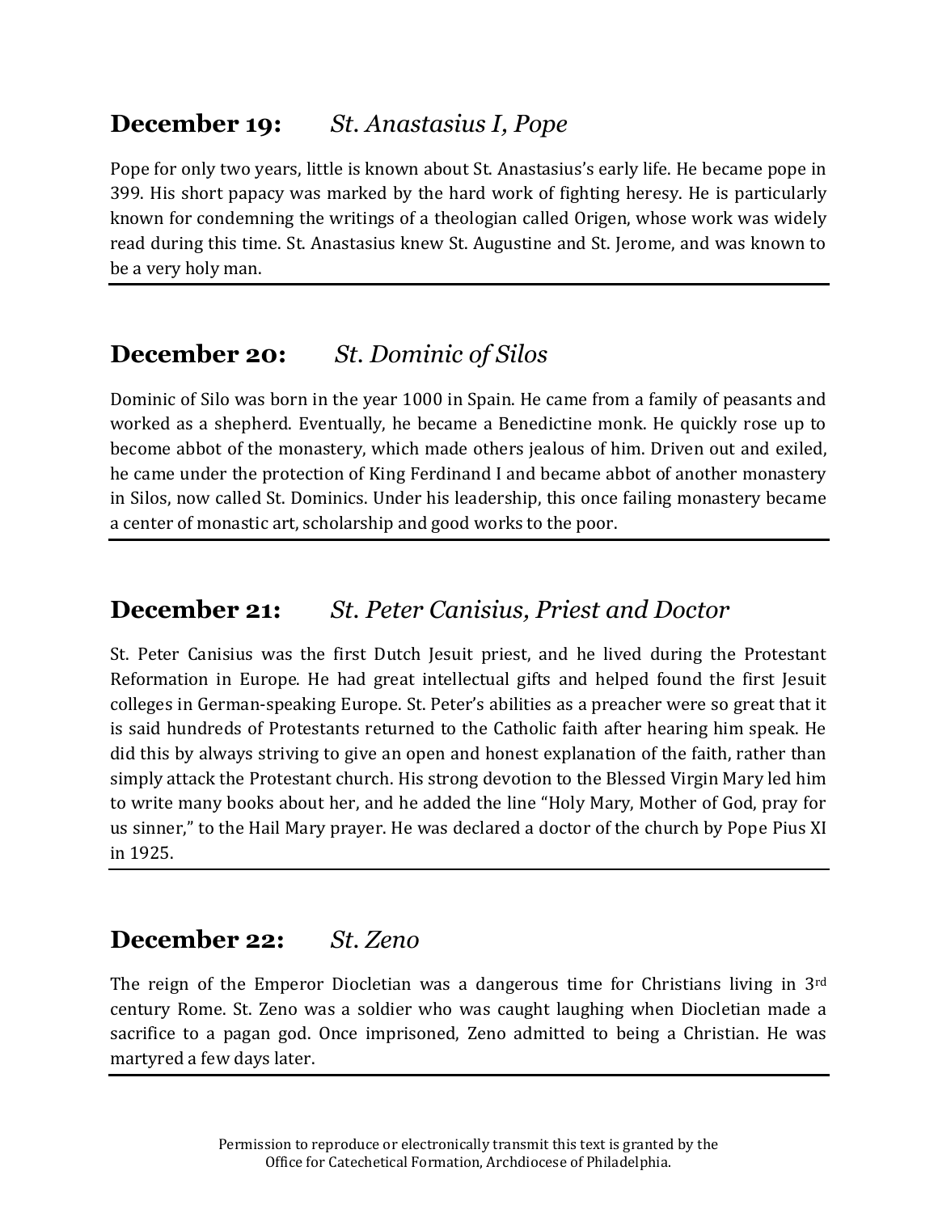## December 19: *St. Anastasius I, Pope*

Pope for only two years, little is known about St. Anastasius's early life. He became pope in 399. His short papacy was marked by the hard work of fighting heresy. He is particularly known for condemning the writings of a theologian called Origen, whose work was widely read during this time. St. Anastasius knew St. Augustine and St. Jerome, and was known to be a very holy man.

---

## December 20: *St. Dominic of Silos*

Dominic of Silo was born in the year 1000 in Spain. He came from a family of peasants and worked as a shepherd. Eventually, he became a Benedictine monk. He quickly rose up to become abbot of the monastery, which made others jealous of him. Driven out and exiled, he came under the protection of King Ferdinand I and became abbot of another monastery in Silos, now called St. Dominics. Under his leadership, this once failing monastery became a center of monastic art, scholarship and good works to the poor.

---

## December 21: *St. Peter Canisius, Priest and Doctor*

St. Peter Canisius was the first Dutch Jesuit priest, and he lived during the Protestant Reformation in Europe. He had great intellectual gifts and helped found the first Jesuit colleges in German-speaking Europe. St. Peter's abilities as a preacher were so great that it is said hundreds of Protestants returned to the Catholic faith after hearing him speak. He did this by always striving to give an open and honest explanation of the faith, rather than simply attack the Protestant church. His strong devotion to the Blessed Virgin Mary led him to write many books about her, and he added the line "Holy Mary, Mother of God, pray for us sinner," to the Hail Mary prayer. He was declared a doctor of the church by Pope Pius XI in 1925.

---

## December 22: *St. Zeno*

The reign of the Emperor Diocletian was a dangerous time for Christians living in 3rd century Rome. St. Zeno was a soldier who was caught laughing when Diocletian made a sacrifice to a pagan god. Once imprisoned, Zeno admitted to being a Christian. He was martyred a few days later.

---

Permission to reproduce or electronically transmit this text is granted by the Office for Catechetical Formation, Archdiocese of Philadelphia.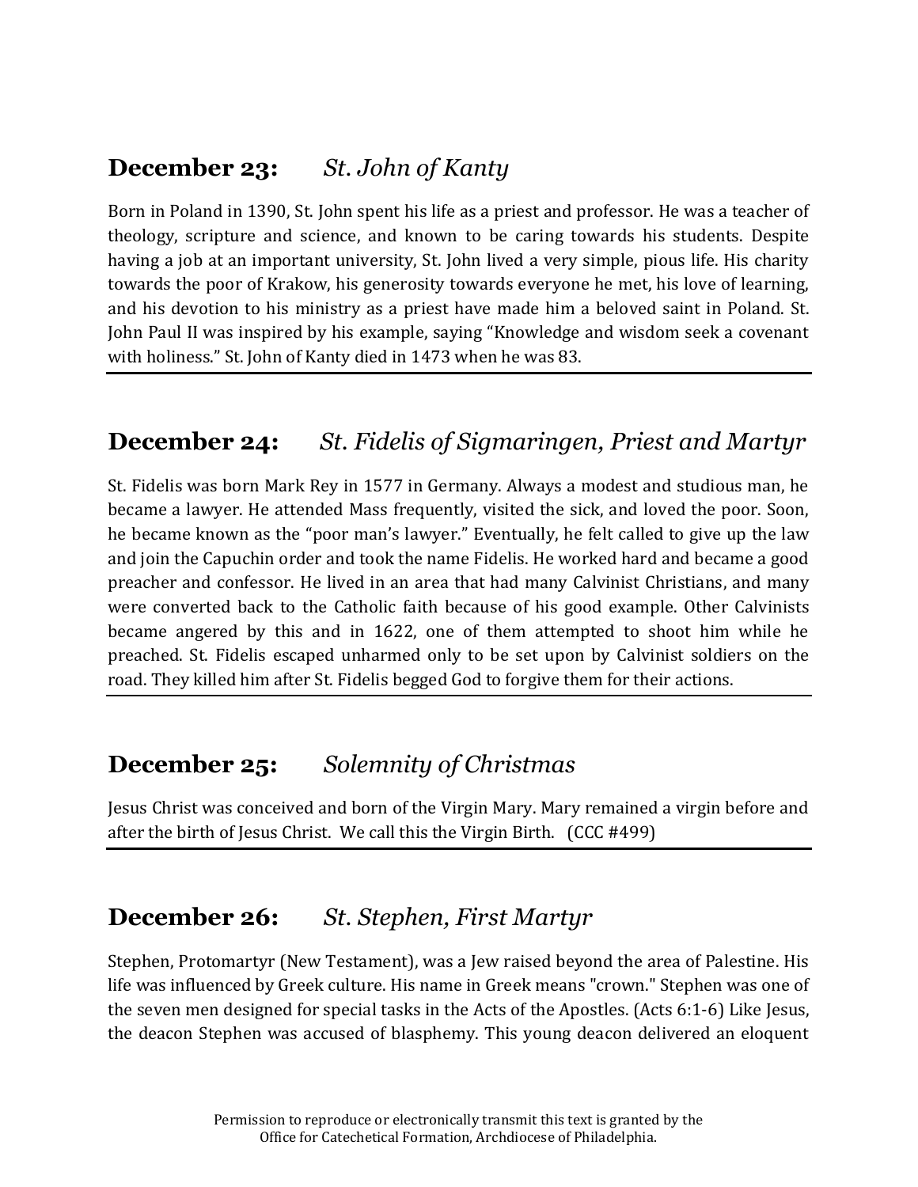## **December 23:** *St. John of Kanty*

Born in Poland in 1390, St. John spent his life as a priest and professor. He was a teacher of theology, scripture and science, and known to be caring towards his students. Despite having a job at an important university, St. John lived a very simple, pious life. His charity towards the poor of Krakow, his generosity towards everyone he met, his love of learning, and his devotion to his ministry as a priest have made him a beloved saint in Poland. St. John Paul II was inspired by his example, saying "Knowledge and wisdom seek a covenant with holiness." St. John of Kanty died in 1473 when he was 83.

---

## **December 24:** *St. Fidelis of Sigmaringen, Priest and Martyr*

St. Fidelis was born Mark Rey in 1577 in Germany. Always a modest and studious man, he became a lawyer. He attended Mass frequently, visited the sick, and loved the poor. Soon, he became known as the "poor man's lawyer." Eventually, he felt called to give up the law and join the Capuchin order and took the name Fidelis. He worked hard and became a good preacher and confessor. He lived in an area that had many Calvinist Christians, and many were converted back to the Catholic faith because of his good example. Other Calvinists became angered by this and in 1622, one of them attempted to shoot him while he preached. St. Fidelis escaped unharmed only to be set upon by Calvinist soldiers on the road. They killed him after St. Fidelis begged God to forgive them for their actions.

---

## **December 25:** *Solemnity of Christmas*

Jesus Christ was conceived and born of the Virgin Mary. Mary remained a virgin before and after the birth of Jesus Christ. We call this the Virgin Birth. (CCC #499)

---

## **December 26:** *St. Stephen, First Martyr*

Stephen, Protomartyr (New Testament), was a Jew raised beyond the area of Palestine. His life was influenced by Greek culture. His name in Greek means "crown." Stephen was one of the seven men designed for special tasks in the Acts of the Apostles. (Acts 6:1-6) Like Jesus, the deacon Stephen was accused of blasphemy. This young deacon delivered an eloquent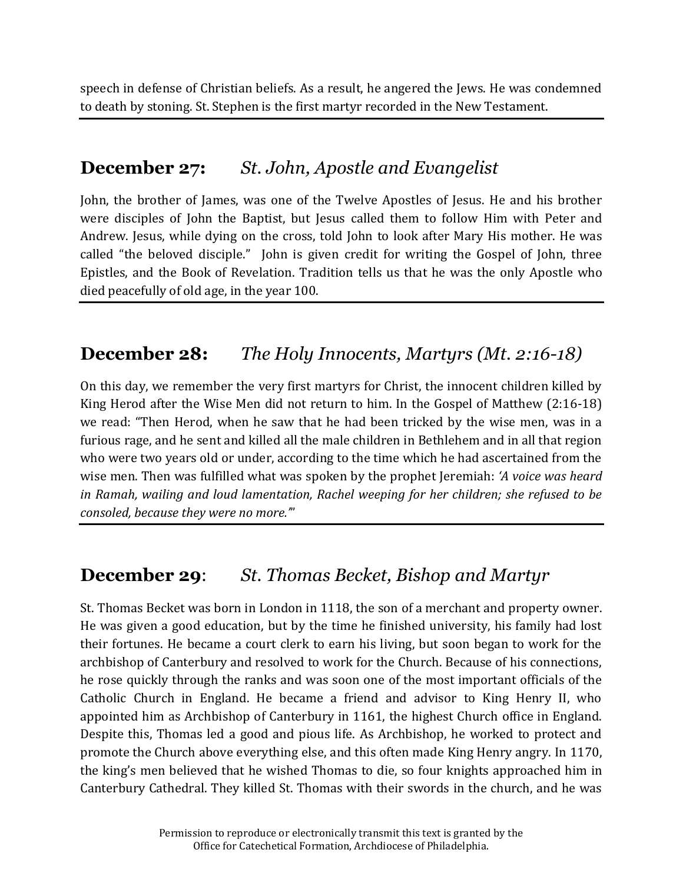speech in defense of Christian beliefs. As a result, he angered the Jews. He was condemned to death by stoning. St. Stephen is the first martyr recorded in the New Testament.

---

## **December 27:** *St. John, Apostle and Evangelist*

John, the brother of James, was one of the Twelve Apostles of Jesus. He and his brother were disciples of John the Baptist, but Jesus called them to follow Him with Peter and Andrew. Jesus, while dying on the cross, told John to look after Mary His mother. He was called "the beloved disciple." John is given credit for writing the Gospel of John, three Epistles, and the Book of Revelation. Tradition tells us that he was the only Apostle who died peacefully of old age, in the year 100.

---

## **December 28:** *The Holy Innocents, Martyrs (Mt. 2:16-18)*

On this day, we remember the very first martyrs for Christ, the innocent children killed by King Herod after the Wise Men did not return to him. In the Gospel of Matthew (2:16-18) we read: "Then Herod, when he saw that he had been tricked by the wise men, was in a furious rage, and he sent and killed all the male children in Bethlehem and in all that region who were two years old or under, according to the time which he had ascertained from the wise men. Then was fulfilled what was spoken by the prophet Jeremiah: *'A voice was heard in Ramah, wailing and loud lamentation, Rachel weeping for her children; she refused to be consoled, because they were no more.'*"

---

## **December 29**: *St. Thomas Becket, Bishop and Martyr*

St. Thomas Becket was born in London in 1118, the son of a merchant and property owner. He was given a good education, but by the time he finished university, his family had lost their fortunes. He became a court clerk to earn his living, but soon began to work for the archbishop of Canterbury and resolved to work for the Church. Because of his connections, he rose quickly through the ranks and was soon one of the most important officials of the Catholic Church in England. He became a friend and advisor to King Henry II, who appointed him as Archbishop of Canterbury in 1161, the highest Church office in England. Despite this, Thomas led a good and pious life. As Archbishop, he worked to protect and promote the Church above everything else, and this often made King Henry angry. In 1170, the king's men believed that he wished Thomas to die, so four knights approached him in Canterbury Cathedral. They killed St. Thomas with their swords in the church, and he was

Permission to reproduce or electronically transmit this text is granted by the Office for Catechetical Formation, Archdiocese of Philadelphia.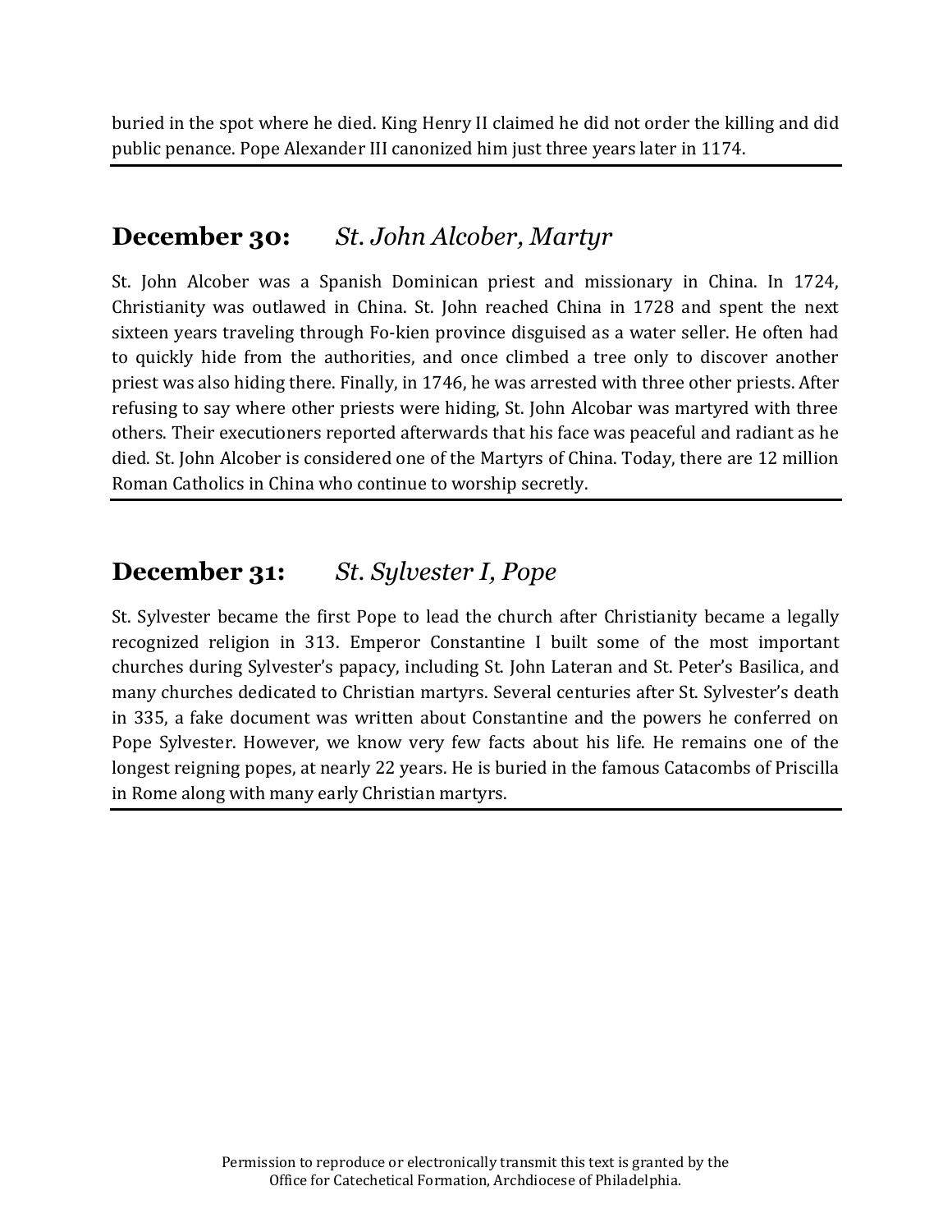buried in the spot where he died. King Henry II claimed he did not order the killing and did public penance. Pope Alexander III canonized him just three years later in 1174.

---

## **December 30:** *St. John Alcober, Martyr*

St. John Alcober was a Spanish Dominican priest and missionary in China. In 1724, Christianity was outlawed in China. St. John reached China in 1728 and spent the next sixteen years traveling through Fo-kien province disguised as a water seller. He often had to quickly hide from the authorities, and once climbed a tree only to discover another priest was also hiding there. Finally, in 1746, he was arrested with three other priests. After refusing to say where other priests were hiding, St. John Alcobar was martyred with three others. Their executioners reported afterwards that his face was peaceful and radiant as he died. St. John Alcober is considered one of the Martyrs of China. Today, there are 12 million Roman Catholics in China who continue to worship secretly.

---

## **December 31:** *St. Sylvester I, Pope*

St. Sylvester became the first Pope to lead the church after Christianity became a legally recognized religion in 313. Emperor Constantine I built some of the most important churches during Sylvester's papacy, including St. John Lateran and St. Peter's Basilica, and many churches dedicated to Christian martyrs. Several centuries after St. Sylvester's death in 335, a fake document was written about Constantine and the powers he conferred on Pope Sylvester. However, we know very few facts about his life. He remains one of the longest reigning popes, at nearly 22 years. He is buried in the famous Catacombs of Priscilla in Rome along with many early Christian martyrs.

---

Permission to reproduce or electronically transmit this text is granted by the Office for Catechetical Formation, Archdiocese of Philadelphia.